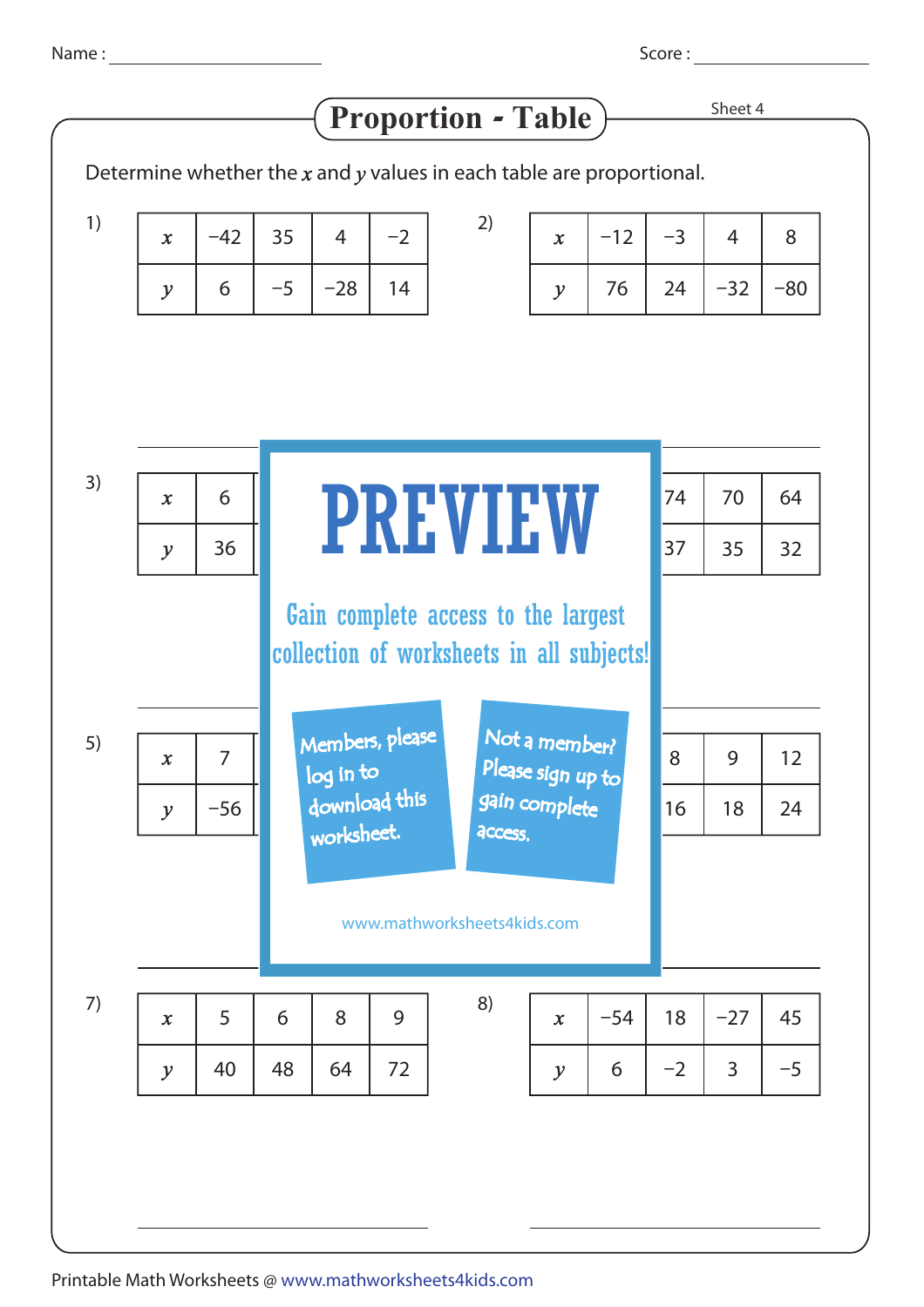Name : _______________ Score : _______________

# Proportion - Table

Sheet 4

Determine whether the $x$ and $y$ values in each table are proportional.

1)

| $x$ | −42 | 35 | 4 | −2 |
|---|---|---|---|---|
| $y$ | 6 | −5 | −28 | 14 |

2)

| $x$ | −12 | −3 | 4 | 8 |
|---|---|---|---|---|
| $y$ | 76 | 24 | −32 | −80 |

3)

| $x$ | 6 | | | |
|---|---|---|---|---|
| $y$ | 36 | | | |

4)

| $x$ | | 74 | 70 | 64 |
|---|---|---|---|---|
| $y$ | | 37 | 35 | 32 |

PREVIEW

Gain complete access to the largest collection of worksheets in all subjects!

Members, please log in to download this worksheet.

Not a member? Please sign up to gain complete access.

www.mathworksheets4kids.com

5)

| $x$ | 7 | | | |
|---|---|---|---|---|
| $y$ | −56 | | | |

6)

| $x$ | | 8 | 9 | 12 |
|---|---|---|---|---|
| $y$ | | 16 | 18 | 24 |

7)

| $x$ | 5 | 6 | 8 | 9 |
|---|---|---|---|---|
| $y$ | 40 | 48 | 64 | 72 |

8)

| $x$ | −54 | 18 | −27 | 45 |
|---|---|---|---|---|
| $y$ | 6 | −2 | 3 | −5 |

Printable Math Worksheets @ www.mathworksheets4kids.com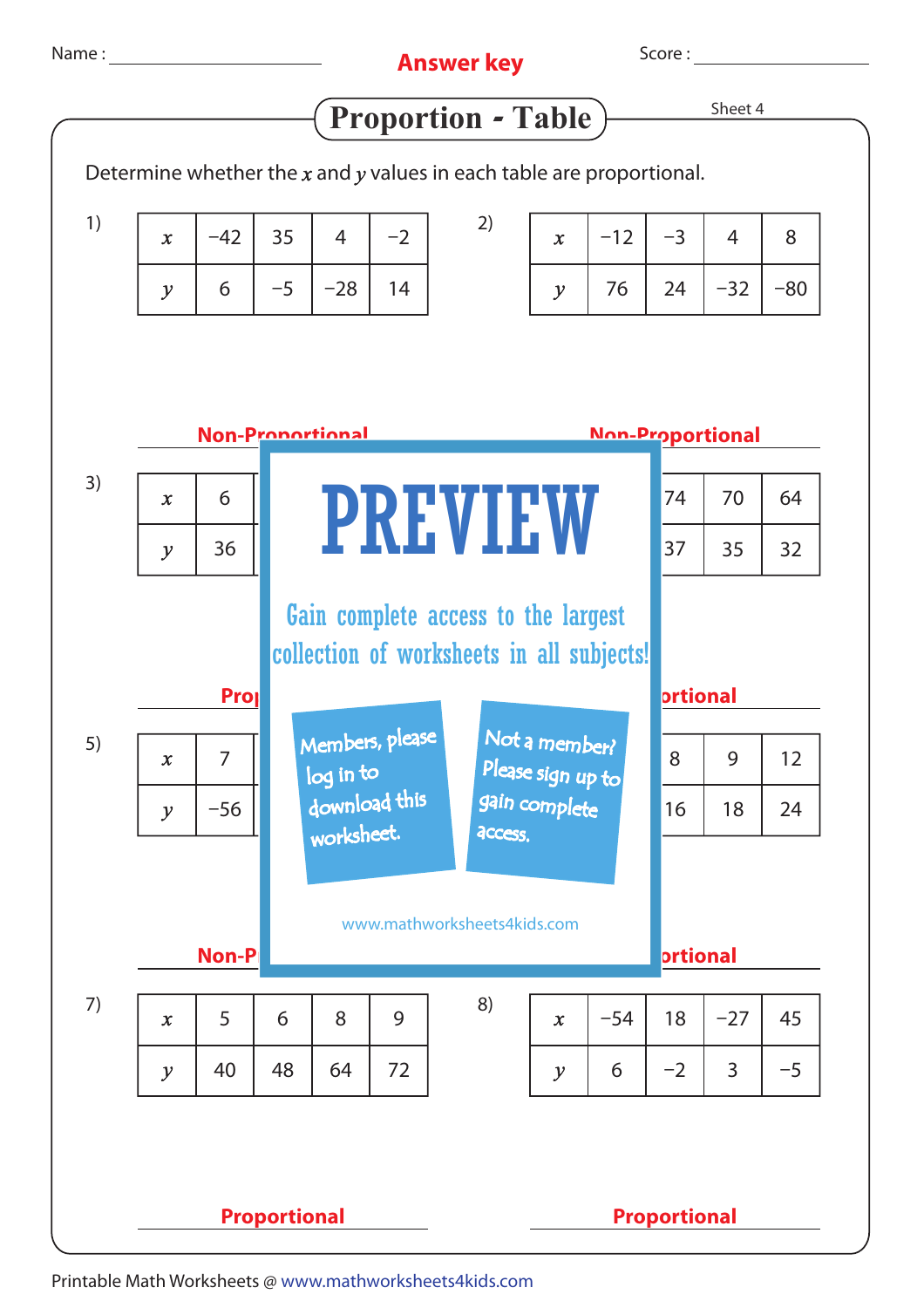Name : ______________________ **Answer key** Score : ______________________

# Proportion - Table

Sheet 4

Determine whether the $x$ and $y$ values in each table are proportional.

1)

| $x$ | −42 | 35 | 4 | −2 |
|---|---|---|---|---|
| $y$ | 6 | −5 | −28 | 14 |

**Non-Proportional**

2)

| $x$ | −12 | −3 | 4 | 8 |
|---|---|---|---|---|
| $y$ | 76 | 24 | −32 | −80 |

**Non-Proportional**

3)

| $x$ | 6 |
|---|---|
| $y$ | 36 |

**Prop**

4)

| | | | |
|---|---|---|---|
| | 74 | 70 | 64 |
| | 37 | 35 | 32 |

**ortional**

PREVIEW

Gain complete access to the largest collection of worksheets in all subjects!

Members, please log in to download this worksheet.

Not a member? Please sign up to gain complete access.

www.mathworksheets4kids.com

5)

| $x$ | 7 |
|---|---|
| $y$ | −56 |

**Non-P**

6)

| | | | |
|---|---|---|---|
| | 8 | 9 | 12 |
| | 16 | 18 | 24 |

**ortional**

7)

| $x$ | 5 | 6 | 8 | 9 |
|---|---|---|---|---|
| $y$ | 40 | 48 | 64 | 72 |

**Proportional**

8)

| $x$ | −54 | 18 | −27 | 45 |
|---|---|---|---|---|
| $y$ | 6 | −2 | 3 | −5 |

**Proportional**

Printable Math Worksheets @ www.mathworksheets4kids.com